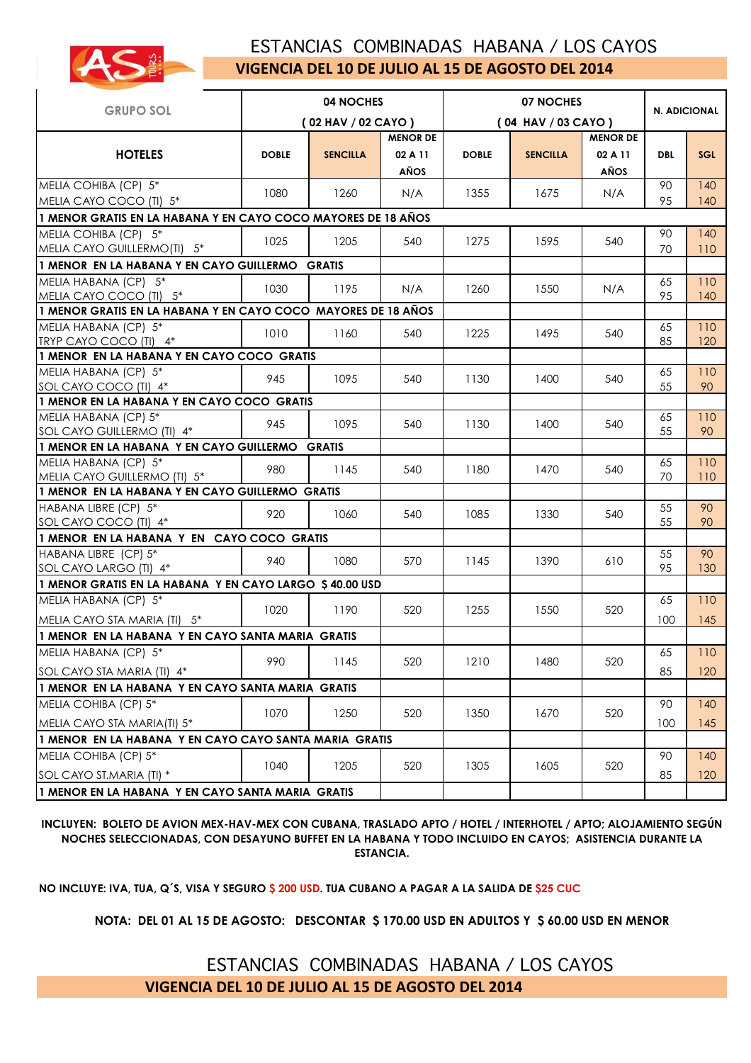# ESTANCIAS COMBINADAS HABANA / LOS CAYOS

**VIGENCIA DEL 10 DE JULIO AL 15 DE AGOSTO DEL 2014**

| GRUPO SOL | 04 NOCHES (02 HAV / 02 CAYO) | | | 07 NOCHES (04 HAV / 03 CAYO) | | | N. ADICIONAL | |
|---|---|---|---|---|---|---|---|---|
| **HOTELES** | **DOBLE** | **SENCILLA** | **MENOR DE 02 A 11 AÑOS** | **DOBLE** | **SENCILLA** | **MENOR DE 02 A 11 AÑOS** | **DBL** | **SGL** |
| MELIA COHIBA (CP) 5* / MELIA CAYO COCO (TI) 5* | 1080 | 1260 | N/A | 1355 | 1675 | N/A | 90 / 95 | 140 / 140 |
| **1 MENOR GRATIS EN LA HABANA Y EN CAYO COCO MAYORES DE 18 AÑOS** | | | | | | | | |
| MELIA COHIBA (CP) 5* / MELIA CAYO GUILLERMO(TI) 5* | 1025 | 1205 | 540 | 1275 | 1595 | 540 | 90 / 70 | 140 / 110 |
| **1 MENOR EN LA HABANA Y EN CAYO GUILLERMO GRATIS** | | | | | | | | |
| MELIA HABANA (CP) 5* / MELIA CAYO COCO (TI) 5* | 1030 | 1195 | N/A | 1260 | 1550 | N/A | 65 / 95 | 110 / 140 |
| **1 MENOR GRATIS EN LA HABANA Y EN CAYO COCO MAYORES DE 18 AÑOS** | | | | | | | | |
| MELIA HABANA (CP) 5* / TRYP CAYO COCO (TI) 4* | 1010 | 1160 | 540 | 1225 | 1495 | 540 | 65 / 85 | 110 / 120 |
| **1 MENOR EN LA HABANA Y EN CAYO COCO GRATIS** | | | | | | | | |
| MELIA HABANA (CP) 5* / SOL CAYO COCO (TI) 4* | 945 | 1095 | 540 | 1130 | 1400 | 540 | 65 / 55 | 110 / 90 |
| **1 MENOR EN LA HABANA Y EN CAYO COCO GRATIS** | | | | | | | | |
| MELIA HABANA (CP) 5* / SOL CAYO GUILLERMO (TI) 4* | 945 | 1095 | 540 | 1130 | 1400 | 540 | 65 / 55 | 110 / 90 |
| **1 MENOR EN LA HABANA Y EN CAYO GUILLERMO GRATIS** | | | | | | | | |
| MELIA HABANA (CP) 5* / MELIA CAYO GUILLERMO (TI) 5* | 980 | 1145 | 540 | 1180 | 1470 | 540 | 65 / 70 | 110 / 110 |
| **1 MENOR EN LA HABANA Y EN CAYO GUILLERMO GRATIS** | | | | | | | | |
| HABANA LIBRE (CP) 5* / SOL CAYO COCO (TI) 4* | 920 | 1060 | 540 | 1085 | 1330 | 540 | 55 / 55 | 90 / 90 |
| **1 MENOR EN LA HABANA Y EN CAYO COCO GRATIS** | | | | | | | | |
| HABANA LIBRE (CP) 5* / SOL CAYO LARGO (TI) 4* | 940 | 1080 | 570 | 1145 | 1390 | 610 | 55 / 95 | 90 / 130 |
| **1 MENOR GRATIS EN LA HABANA Y EN CAYO LARGO $ 40.00 USD** | | | | | | | | |
| MELIA HABANA (CP) 5* / MELIA CAYO STA MARIA (TI) 5* | 1020 | 1190 | 520 | 1255 | 1550 | 520 | 65 / 100 | 110 / 145 |
| **1 MENOR EN LA HABANA Y EN CAYO SANTA MARIA GRATIS** | | | | | | | | |
| MELIA HABANA (CP) 5* / SOL CAYO STA MARIA (TI) 4* | 990 | 1145 | 520 | 1210 | 1480 | 520 | 65 / 85 | 110 / 120 |
| **1 MENOR EN LA HABANA Y EN CAYO SANTA MARIA GRATIS** | | | | | | | | |
| MELIA COHIBA (CP) 5* / MELIA CAYO STA MARIA(TI) 5* | 1070 | 1250 | 520 | 1350 | 1670 | 520 | 90 / 100 | 140 / 145 |
| **1 MENOR EN LA HABANA Y EN CAYO CAYO SANTA MARIA GRATIS** | | | | | | | | |
| MELIA COHIBA (CP) 5* / SOL CAYO ST.MARIA (TI) * | 1040 | 1205 | 520 | 1305 | 1605 | 520 | 90 / 85 | 140 / 120 |
| **1 MENOR EN LA HABANA Y EN CAYO SANTA MARIA GRATIS** | | | | | | | | |

**INCLUYEN: BOLETO DE AVION MEX-HAV-MEX CON CUBANA, TRASLADO APTO / HOTEL / INTERHOTEL / APTO; ALOJAMIENTO SEGÚN NOCHES SELECCIONADAS, CON DESAYUNO BUFFET EN LA HABANA Y TODO INCLUIDO EN CAYOS; ASISTENCIA DURANTE LA ESTANCIA.**

**NO INCLUYE: IVA, TUA, Q´S, VISA Y SEGURO $ 200 USD. TUA CUBANO A PAGAR A LA SALIDA DE $25 CUC**

**NOTA: DEL 01 AL 15 DE AGOSTO: DESCONTAR $ 170.00 USD EN ADULTOS Y $ 60.00 USD EN MENOR**

# ESTANCIAS COMBINADAS HABANA / LOS CAYOS

**VIGENCIA DEL 10 DE JULIO AL 15 DE AGOSTO DEL 2014**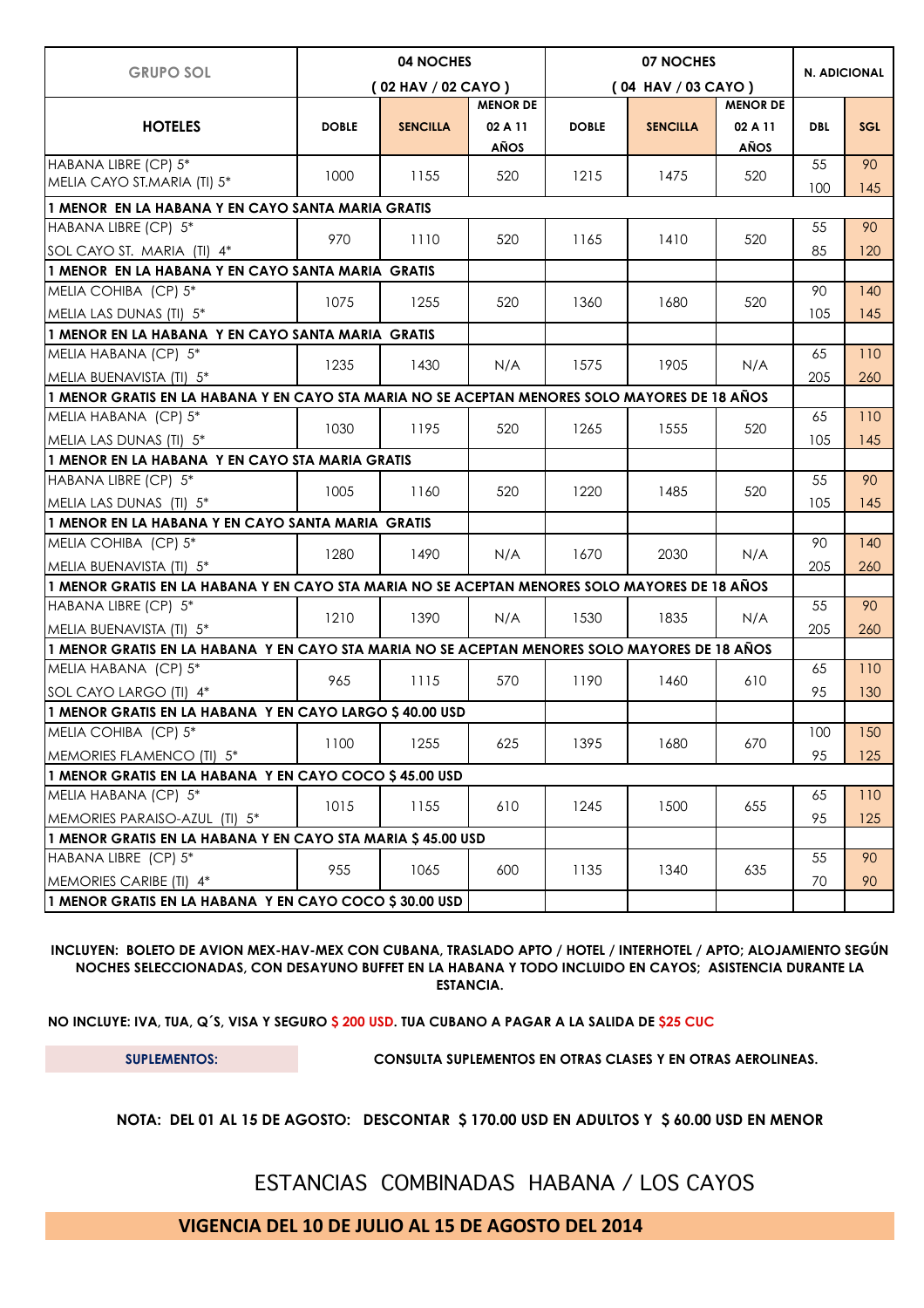| GRUPO SOL | 04 NOCHES ( 02 HAV / 02 CAYO ) | | | 07 NOCHES ( 04 HAV / 03 CAYO ) | | | N. ADICIONAL | |
|---|---|---|---|---|---|---|---|---|
| **HOTELES** | **DOBLE** | **SENCILLA** | **MENOR DE 02 A 11 AÑOS** | **DOBLE** | **SENCILLA** | **MENOR DE 02 A 11 AÑOS** | **DBL** | **SGL** |
| HABANA LIBRE (CP) 5* / MELIA CAYO ST.MARIA (TI) 5* | 1000 | 1155 | 520 | 1215 | 1475 | 520 | 55 / 100 | 90 / 145 |
| **1 MENOR EN LA HABANA Y EN CAYO SANTA MARIA GRATIS** | | | | | | | | |
| HABANA LIBRE (CP) 5* / SOL CAYO ST. MARIA (TI) 4* | 970 | 1110 | 520 | 1165 | 1410 | 520 | 55 / 85 | 90 / 120 |
| **1 MENOR EN LA HABANA Y EN CAYO SANTA MARIA GRATIS** | | | | | | | | |
| MELIA COHIBA (CP) 5* / MELIA LAS DUNAS (TI) 5* | 1075 | 1255 | 520 | 1360 | 1680 | 520 | 90 / 105 | 140 / 145 |
| **1 MENOR EN LA HABANA Y EN CAYO SANTA MARIA GRATIS** | | | | | | | | |
| MELIA HABANA (CP) 5* / MELIA BUENAVISTA (TI) 5* | 1235 | 1430 | N/A | 1575 | 1905 | N/A | 65 / 205 | 110 / 260 |
| **1 MENOR GRATIS EN LA HABANA Y EN CAYO STA MARIA NO SE ACEPTAN MENORES SOLO MAYORES DE 18 AÑOS** | | | | | | | | |
| MELIA HABANA (CP) 5* / MELIA LAS DUNAS (TI) 5* | 1030 | 1195 | 520 | 1265 | 1555 | 520 | 65 / 105 | 110 / 145 |
| **1 MENOR EN LA HABANA Y EN CAYO STA MARIA GRATIS** | | | | | | | | |
| HABANA LIBRE (CP) 5* / MELIA LAS DUNAS (TI) 5* | 1005 | 1160 | 520 | 1220 | 1485 | 520 | 55 / 105 | 90 / 145 |
| **1 MENOR EN LA HABANA Y EN CAYO SANTA MARIA GRATIS** | | | | | | | | |
| MELIA COHIBA (CP) 5* / MELIA BUENAVISTA (TI) 5* | 1280 | 1490 | N/A | 1670 | 2030 | N/A | 90 / 205 | 140 / 260 |
| **1 MENOR GRATIS EN LA HABANA Y EN CAYO STA MARIA NO SE ACEPTAN MENORES SOLO MAYORES DE 18 AÑOS** | | | | | | | | |
| HABANA LIBRE (CP) 5* / MELIA BUENAVISTA (TI) 5* | 1210 | 1390 | N/A | 1530 | 1835 | N/A | 55 / 205 | 90 / 260 |
| **1 MENOR GRATIS EN LA HABANA Y EN CAYO STA MARIA NO SE ACEPTAN MENORES SOLO MAYORES DE 18 AÑOS** | | | | | | | | |
| MELIA HABANA (CP) 5* / SOL CAYO LARGO (TI) 4* | 965 | 1115 | 570 | 1190 | 1460 | 610 | 65 / 95 | 110 / 130 |
| **1 MENOR GRATIS EN LA HABANA Y EN CAYO LARGO $ 40.00 USD** | | | | | | | | |
| MELIA COHIBA (CP) 5* / MEMORIES FLAMENCO (TI) 5* | 1100 | 1255 | 625 | 1395 | 1680 | 670 | 100 / 95 | 150 / 125 |
| **1 MENOR GRATIS EN LA HABANA Y EN CAYO COCO $ 45.00 USD** | | | | | | | | |
| MELIA HABANA (CP) 5* / MEMORIES PARAISO-AZUL (TI) 5* | 1015 | 1155 | 610 | 1245 | 1500 | 655 | 65 / 95 | 110 / 125 |
| **1 MENOR GRATIS EN LA HABANA Y EN CAYO STA MARIA $ 45.00 USD** | | | | | | | | |
| HABANA LIBRE (CP) 5* / MEMORIES CARIBE (TI) 4* | 955 | 1065 | 600 | 1135 | 1340 | 635 | 55 / 70 | 90 / 90 |
| **1 MENOR GRATIS EN LA HABANA Y EN CAYO COCO $ 30.00 USD** | | | | | | | | |

**INCLUYEN: BOLETO DE AVION MEX-HAV-MEX CON CUBANA, TRASLADO APTO / HOTEL / INTERHOTEL / APTO; ALOJAMIENTO SEGÚN NOCHES SELECCIONADAS, CON DESAYUNO BUFFET EN LA HABANA Y TODO INCLUIDO EN CAYOS; ASISTENCIA DURANTE LA ESTANCIA.**

**NO INCLUYE: IVA, TUA, Q´S, VISA Y SEGURO $ 200 USD. TUA CUBANO A PAGAR A LA SALIDA DE $25 CUC**

**SUPLEMENTOS:** **CONSULTA SUPLEMENTOS EN OTRAS CLASES Y EN OTRAS AEROLINEAS.**

**NOTA: DEL 01 AL 15 DE AGOSTO: DESCONTAR $ 170.00 USD EN ADULTOS Y $ 60.00 USD EN MENOR**

# ESTANCIAS COMBINADAS HABANA / LOS CAYOS

**VIGENCIA DEL 10 DE JULIO AL 15 DE AGOSTO DEL 2014**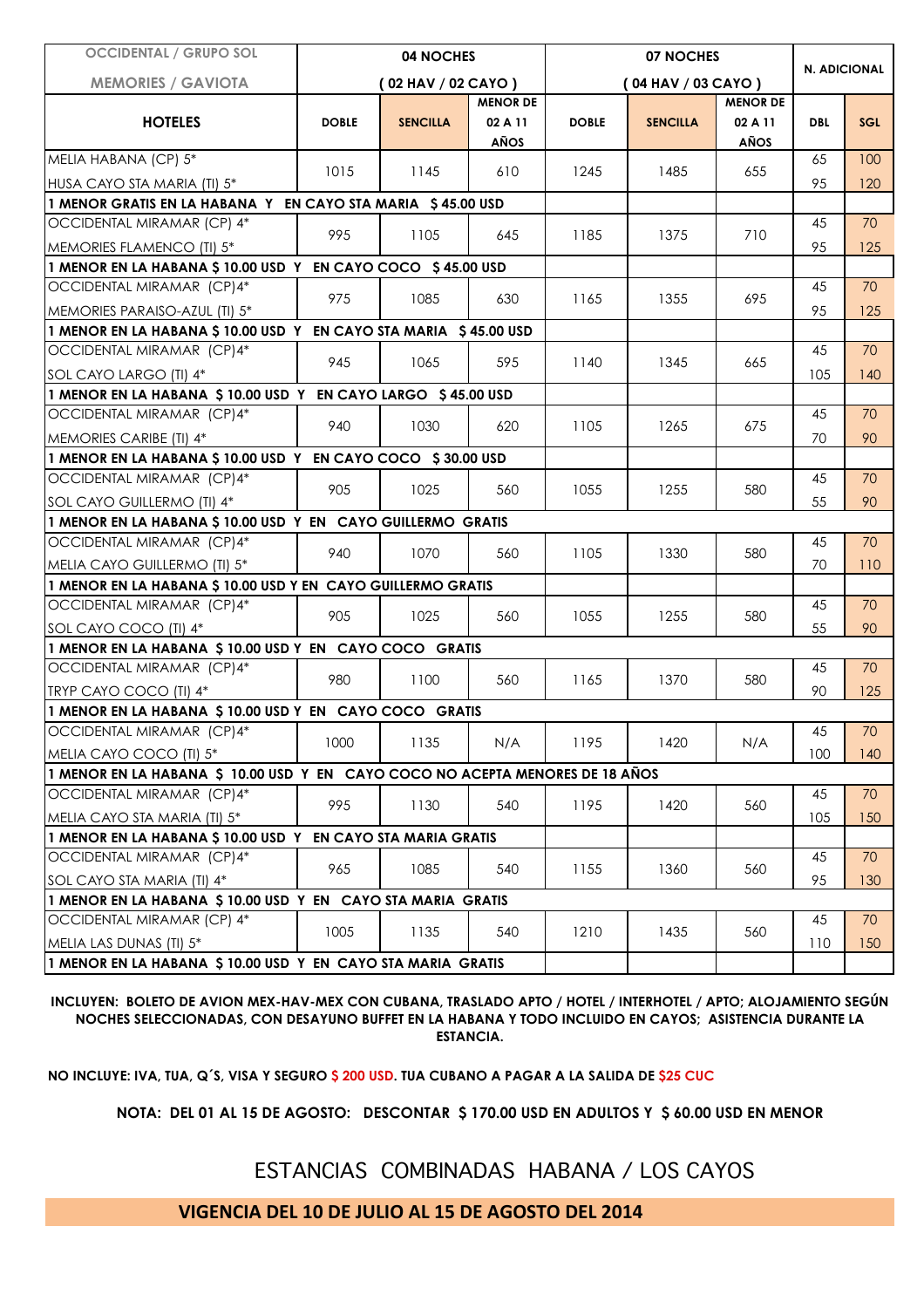| OCCIDENTAL / GRUPO SOL MEMORIES / GAVIOTA | 04 NOCHES (02 HAV / 02 CAYO) | | | 07 NOCHES (04 HAV / 03 CAYO) | | | N. ADICIONAL | |
|---|---|---|---|---|---|---|---|---|
| HOTELES | DOBLE | SENCILLA | MENOR DE 02 A 11 AÑOS | DOBLE | SENCILLA | MENOR DE 02 A 11 AÑOS | DBL | SGL |
| MELIA HABANA (CP) 5* | 1015 | 1145 | 610 | 1245 | 1485 | 655 | 65 | 100 |
| HUSA CAYO STA MARIA (TI) 5* | | | | | | | 95 | 120 |
| **1 MENOR GRATIS EN LA HABANA Y EN CAYO STA MARIA $ 45.00 USD** | | | | | | | | |
| OCCIDENTAL MIRAMAR (CP) 4* | 995 | 1105 | 645 | 1185 | 1375 | 710 | 45 | 70 |
| MEMORIES FLAMENCO (TI) 5* | | | | | | | 95 | 125 |
| **1 MENOR EN LA HABANA $ 10.00 USD Y EN CAYO COCO $ 45.00 USD** | | | | | | | | |
| OCCIDENTAL MIRAMAR (CP)4* | 975 | 1085 | 630 | 1165 | 1355 | 695 | 45 | 70 |
| MEMORIES PARAISO-AZUL (TI) 5* | | | | | | | 95 | 125 |
| **1 MENOR EN LA HABANA $ 10.00 USD Y EN CAYO STA MARIA $ 45.00 USD** | | | | | | | | |
| OCCIDENTAL MIRAMAR (CP)4* | 945 | 1065 | 595 | 1140 | 1345 | 665 | 45 | 70 |
| SOL CAYO LARGO (TI) 4* | | | | | | | 105 | 140 |
| **1 MENOR EN LA HABANA $ 10.00 USD Y EN CAYO LARGO $ 45.00 USD** | | | | | | | | |
| OCCIDENTAL MIRAMAR (CP)4* | 940 | 1030 | 620 | 1105 | 1265 | 675 | 45 | 70 |
| MEMORIES CARIBE (TI) 4* | | | | | | | 70 | 90 |
| **1 MENOR EN LA HABANA $ 10.00 USD Y EN CAYO COCO $ 30.00 USD** | | | | | | | | |
| OCCIDENTAL MIRAMAR (CP)4* | 905 | 1025 | 560 | 1055 | 1255 | 580 | 45 | 70 |
| SOL CAYO GUILLERMO (TI) 4* | | | | | | | 55 | 90 |
| **1 MENOR EN LA HABANA $ 10.00 USD Y EN CAYO GUILLERMO GRATIS** | | | | | | | | |
| OCCIDENTAL MIRAMAR (CP)4* | 940 | 1070 | 560 | 1105 | 1330 | 580 | 45 | 70 |
| MELIA CAYO GUILLERMO (TI) 5* | | | | | | | 70 | 110 |
| **1 MENOR EN LA HABANA $ 10.00 USD Y EN CAYO GUILLERMO GRATIS** | | | | | | | | |
| OCCIDENTAL MIRAMAR (CP)4* | 905 | 1025 | 560 | 1055 | 1255 | 580 | 45 | 70 |
| SOL CAYO COCO (TI) 4* | | | | | | | 55 | 90 |
| **1 MENOR EN LA HABANA $ 10.00 USD Y EN CAYO COCO GRATIS** | | | | | | | | |
| OCCIDENTAL MIRAMAR (CP)4* | 980 | 1100 | 560 | 1165 | 1370 | 580 | 45 | 70 |
| TRYP CAYO COCO (TI) 4* | | | | | | | 90 | 125 |
| **1 MENOR EN LA HABANA $ 10.00 USD Y EN CAYO COCO GRATIS** | | | | | | | | |
| OCCIDENTAL MIRAMAR (CP)4* | 1000 | 1135 | N/A | 1195 | 1420 | N/A | 45 | 70 |
| MELIA CAYO COCO (TI) 5* | | | | | | | 100 | 140 |
| **1 MENOR EN LA HABANA $ 10.00 USD Y EN CAYO COCO NO ACEPTA MENORES DE 18 AÑOS** | | | | | | | | |
| OCCIDENTAL MIRAMAR (CP)4* | 995 | 1130 | 540 | 1195 | 1420 | 560 | 45 | 70 |
| MELIA CAYO STA MARIA (TI) 5* | | | | | | | 105 | 150 |
| **1 MENOR EN LA HABANA $ 10.00 USD Y EN CAYO STA MARIA GRATIS** | | | | | | | | |
| OCCIDENTAL MIRAMAR (CP)4* | 965 | 1085 | 540 | 1155 | 1360 | 560 | 45 | 70 |
| SOL CAYO STA MARIA (TI) 4* | | | | | | | 95 | 130 |
| **1 MENOR EN LA HABANA $ 10.00 USD Y EN CAYO STA MARIA GRATIS** | | | | | | | | |
| OCCIDENTAL MIRAMAR (CP) 4* | 1005 | 1135 | 540 | 1210 | 1435 | 560 | 45 | 70 |
| MELIA LAS DUNAS (TI) 5* | | | | | | | 110 | 150 |
| **1 MENOR EN LA HABANA $ 10.00 USD Y EN CAYO STA MARIA GRATIS** | | | | | | | | |

**INCLUYEN: BOLETO DE AVION MEX-HAV-MEX CON CUBANA, TRASLADO APTO / HOTEL / INTERHOTEL / APTO; ALOJAMIENTO SEGÚN NOCHES SELECCIONADAS, CON DESAYUNO BUFFET EN LA HABANA Y TODO INCLUIDO EN CAYOS; ASISTENCIA DURANTE LA ESTANCIA.**

**NO INCLUYE: IVA, TUA, Q´S, VISA Y SEGURO $ 200 USD. TUA CUBANO A PAGAR A LA SALIDA DE $25 CUC**

**NOTA: DEL 01 AL 15 DE AGOSTO: DESCONTAR $ 170.00 USD EN ADULTOS Y $ 60.00 USD EN MENOR**

# ESTANCIAS COMBINADAS HABANA / LOS CAYOS

**VIGENCIA DEL 10 DE JULIO AL 15 DE AGOSTO DEL 2014**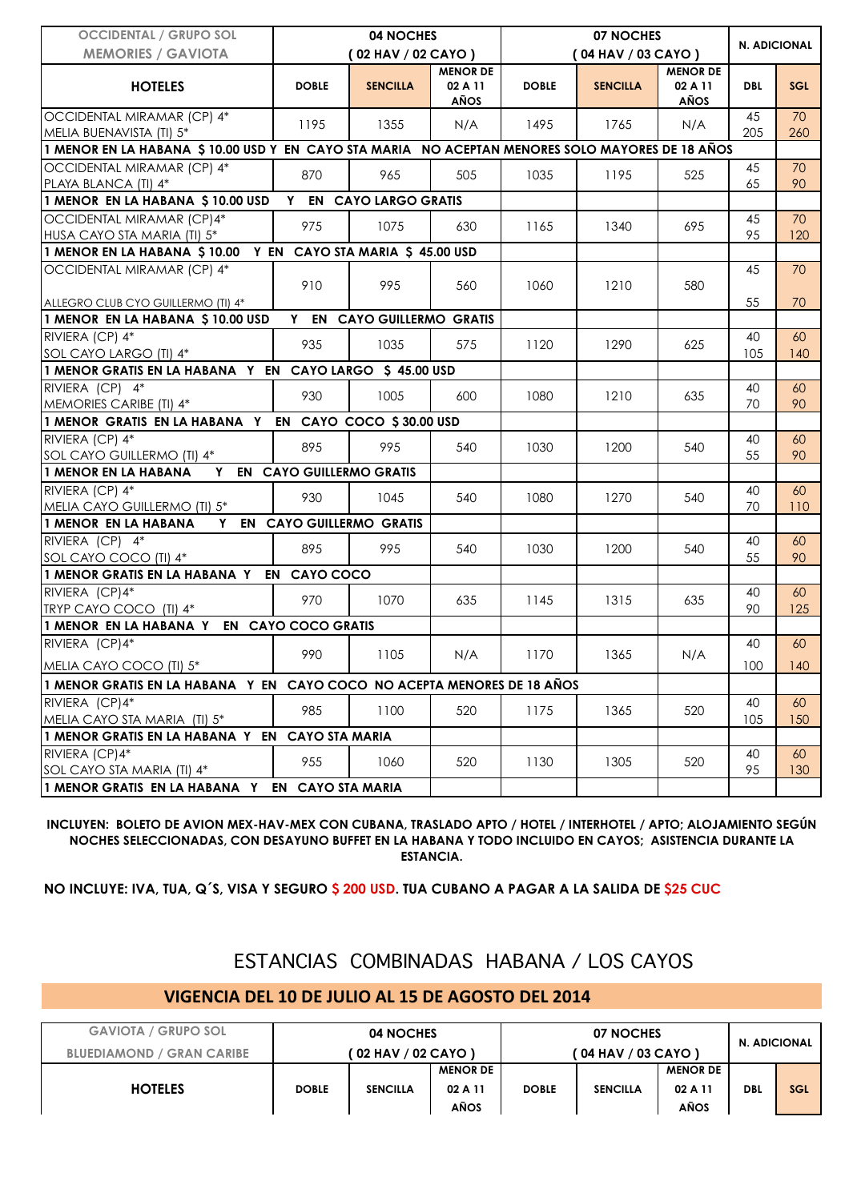| OCCIDENTAL / GRUPO SOL MEMORIES / GAVIOTA | 04 NOCHES ( 02 HAV / 02 CAYO ) | | | 07 NOCHES ( 04 HAV / 03 CAYO ) | | | N. ADICIONAL | |
|---|---|---|---|---|---|---|---|---|
| **HOTELES** | **DOBLE** | **SENCILLA** | **MENOR DE 02 A 11 AÑOS** | **DOBLE** | **SENCILLA** | **MENOR DE 02 A 11 AÑOS** | **DBL** | **SGL** |
| OCCIDENTAL MIRAMAR (CP) 4* MELIA BUENAVISTA (TI) 5* | 1195 | 1355 | N/A | 1495 | 1765 | N/A | 45 205 | 70 260 |
| **1 MENOR EN LA HABANA $ 10.00 USD Y EN CAYO STA MARIA NO ACEPTAN MENORES SOLO MAYORES DE 18 AÑOS** | | | | | | | | |
| OCCIDENTAL MIRAMAR (CP) 4* PLAYA BLANCA (TI) 4* | 870 | 965 | 505 | 1035 | 1195 | 525 | 45 65 | 70 90 |
| **1 MENOR EN LA HABANA $ 10.00 USD Y EN CAYO LARGO GRATIS** | | | | | | | | |
| OCCIDENTAL MIRAMAR (CP)4* HUSA CAYO STA MARIA (TI) 5* | 975 | 1075 | 630 | 1165 | 1340 | 695 | 45 95 | 70 120 |
| **1 MENOR EN LA HABANA $ 10.00 Y EN CAYO STA MARIA $ 45.00 USD** | | | | | | | | |
| OCCIDENTAL MIRAMAR (CP) 4* ALLEGRO CLUB CYO GUILLERMO (TI) 4* | 910 | 995 | 560 | 1060 | 1210 | 580 | 45 55 | 70 70 |
| **1 MENOR EN LA HABANA $ 10.00 USD Y EN CAYO GUILLERMO GRATIS** | | | | | | | | |
| RIVIERA (CP) 4* SOL CAYO LARGO (TI) 4* | 935 | 1035 | 575 | 1120 | 1290 | 625 | 40 105 | 60 140 |
| **1 MENOR GRATIS EN LA HABANA Y EN CAYO LARGO $ 45.00 USD** | | | | | | | | |
| RIVIERA (CP) 4* MEMORIES CARIBE (TI) 4* | 930 | 1005 | 600 | 1080 | 1210 | 635 | 40 70 | 60 90 |
| **1 MENOR GRATIS EN LA HABANA Y EN CAYO COCO $ 30.00 USD** | | | | | | | | |
| RIVIERA (CP) 4* SOL CAYO GUILLERMO (TI) 4* | 895 | 995 | 540 | 1030 | 1200 | 540 | 40 55 | 60 90 |
| **1 MENOR EN LA HABANA Y EN CAYO GUILLERMO GRATIS** | | | | | | | | |
| RIVIERA (CP) 4* MELIA CAYO GUILLERMO (TI) 5* | 930 | 1045 | 540 | 1080 | 1270 | 540 | 40 70 | 60 110 |
| **1 MENOR EN LA HABANA Y EN CAYO GUILLERMO GRATIS** | | | | | | | | |
| RIVIERA (CP) 4* SOL CAYO COCO (TI) 4* | 895 | 995 | 540 | 1030 | 1200 | 540 | 40 55 | 60 90 |
| **1 MENOR GRATIS EN LA HABANA Y EN CAYO COCO** | | | | | | | | |
| RIVIERA (CP)4* TRYP CAYO COCO (TI) 4* | 970 | 1070 | 635 | 1145 | 1315 | 635 | 40 90 | 60 125 |
| **1 MENOR EN LA HABANA Y EN CAYO COCO GRATIS** | | | | | | | | |
| RIVIERA (CP)4* MELIA CAYO COCO (TI) 5* | 990 | 1105 | N/A | 1170 | 1365 | N/A | 40 100 | 60 140 |
| **1 MENOR GRATIS EN LA HABANA Y EN CAYO COCO NO ACEPTA MENORES DE 18 AÑOS** | | | | | | | | |
| RIVIERA (CP)4* MELIA CAYO STA MARIA (TI) 5* | 985 | 1100 | 520 | 1175 | 1365 | 520 | 40 105 | 60 150 |
| **1 MENOR GRATIS EN LA HABANA Y EN CAYO STA MARIA** | | | | | | | | |
| RIVIERA (CP)4* SOL CAYO STA MARIA (TI) 4* | 955 | 1060 | 520 | 1130 | 1305 | 520 | 40 95 | 60 130 |
| **1 MENOR GRATIS EN LA HABANA Y EN CAYO STA MARIA** | | | | | | | | |

**INCLUYEN: BOLETO DE AVION MEX-HAV-MEX CON CUBANA, TRASLADO APTO / HOTEL / INTERHOTEL / APTO; ALOJAMIENTO SEGÚN NOCHES SELECCIONADAS, CON DESAYUNO BUFFET EN LA HABANA Y TODO INCLUIDO EN CAYOS; ASISTENCIA DURANTE LA ESTANCIA.**

**NO INCLUYE: IVA, TUA, Q´S, VISA Y SEGURO $ 200 USD. TUA CUBANO A PAGAR A LA SALIDA DE $25 CUC**

# ESTANCIAS COMBINADAS HABANA / LOS CAYOS

## VIGENCIA DEL 10 DE JULIO AL 15 DE AGOSTO DEL 2014

| GAVIOTA / GRUPO SOL BLUEDIAMOND / GRAN CARIBE | 04 NOCHES ( 02 HAV / 02 CAYO ) | | | 07 NOCHES ( 04 HAV / 03 CAYO ) | | | N. ADICIONAL | |
|---|---|---|---|---|---|---|---|---|
| **HOTELES** | **DOBLE** | **SENCILLA** | **MENOR DE 02 A 11 AÑOS** | **DOBLE** | **SENCILLA** | **MENOR DE 02 A 11 AÑOS** | **DBL** | **SGL** |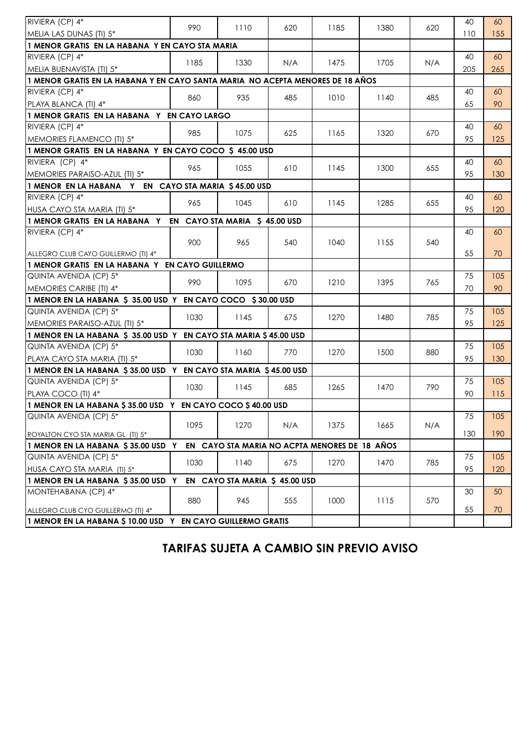| | | | | | | | | |
|---|---|---|---|---|---|---|---|---|
| RIVIERA (CP) 4*<br>MELIA LAS DUNAS (TI) 5* | 990 | 1110 | 620 | 1185 | 1380 | 620 | 40<br>110 | 60<br>155 |
| **1 MENOR GRATIS EN LA HABANA Y EN CAYO STA MARIA** | | | | | | | | |
| RIVIERA (CP) 4*<br>MELIA BUENAVISTA (TI) 5* | 1185 | 1330 | N/A | 1475 | 1705 | N/A | 40<br>205 | 60<br>265 |
| **1 MENOR GRATIS EN LA HABANA Y EN CAYO SANTA MARIA NO ACEPTA MENORES DE 18 AÑOS** | | | | | | | | |
| RIVIERA (CP) 4*<br>PLAYA BLANCA (TI) 4* | 860 | 935 | 485 | 1010 | 1140 | 485 | 40<br>65 | 60<br>90 |
| **1 MENOR GRATIS EN LA HABANA Y EN CAYO LARGO** | | | | | | | | |
| RIVIERA (CP) 4*<br>MEMORIES FLAMENCO (TI) 5* | 985 | 1075 | 625 | 1165 | 1320 | 670 | 40<br>95 | 60<br>125 |
| **1 MENOR GRATIS EN LA HABANA Y EN CAYO COCO $ 45.00 USD** | | | | | | | | |
| RIVIERA (CP) 4*<br>MEMORIES PARAISO-AZUL (TI) 5* | 965 | 1055 | 610 | 1145 | 1300 | 655 | 40<br>95 | 60<br>130 |
| **1 MENOR EN LA HABANA Y EN CAYO STA MARIA $ 45.00 USD** | | | | | | | | |
| RIVIERA (CP) 4*<br>HUSA CAYO STA MARIA (TI) 5* | 965 | 1045 | 610 | 1145 | 1285 | 655 | 40<br>95 | 60<br>120 |
| **1 MENOR GRATIS EN LA HABANA Y EN CAYO STA MARIA $ 45.00 USD** | | | | | | | | |
| RIVIERA (CP) 4*<br>ALLEGRO CLUB CAYO GUILLERMO (TI) 4* | 900 | 965 | 540 | 1040 | 1155 | 540 | 40<br>55 | 60<br>70 |
| **1 MENOR GRATIS EN LA HABANA Y EN CAYO GUILLERMO** | | | | | | | | |
| QUINTA AVENIDA (CP) 5*<br>MEMORIES CARIBE (TI) 4* | 990 | 1095 | 670 | 1210 | 1395 | 765 | 75<br>70 | 105<br>90 |
| **1 MENOR EN LA HABANA $ 35.00 USD Y EN CAYO COCO $ 30.00 USD** | | | | | | | | |
| QUINTA AVENIDA (CP) 5*<br>MEMORIES PARAISO-AZUL (TI) 5* | 1030 | 1145 | 675 | 1270 | 1480 | 785 | 75<br>95 | 105<br>125 |
| **1 MENOR EN LA HABANA $ 35.00 USD Y EN CAYO STA MARIA $ 45.00 USD** | | | | | | | | |
| QUINTA AVENIDA (CP) 5*<br>PLAYA CAYO STA MARIA (TI) 5* | 1030 | 1160 | 770 | 1270 | 1500 | 880 | 75<br>95 | 105<br>130 |
| **1 MENOR EN LA HABANA $ 35.00 USD Y EN CAYO STA MARIA $ 45.00 USD** | | | | | | | | |
| QUINTA AVENIDA (CP) 5*<br>PLAYA COCO (TI) 4* | 1030 | 1145 | 685 | 1265 | 1470 | 790 | 75<br>90 | 105<br>115 |
| **1 MENOR EN LA HABANA $ 35.00 USD Y EN CAYO COCO $ 40.00 USD** | | | | | | | | |
| QUINTA AVENIDA (CP) 5*<br>ROYALTON CYO STA MARIA GL (TI) 5* | 1095 | 1270 | N/A | 1375 | 1665 | N/A | 75<br>130 | 105<br>190 |
| **1 MENOR EN LA HABANA $ 35.00 USD Y EN CAYO STA MARIA NO ACPTA MENORES DE 18 AÑOS** | | | | | | | | |
| QUINTA AVENIDA (CP) 5*<br>HUSA CAYO STA MARIA (TI) 5* | 1030 | 1140 | 675 | 1270 | 1470 | 785 | 75<br>95 | 105<br>120 |
| **1 MENOR EN LA HABANA $ 35.00 USD Y EN CAYO STA MARIA $ 45.00 USD** | | | | | | | | |
| MONTEHABANA (CP) 4*<br>ALLEGRO CLUB CYO GUILLERMO (TI) 4* | 880 | 945 | 555 | 1000 | 1115 | 570 | 30<br>55 | 50<br>70 |
| **1 MENOR EN LA HABANA $ 10.00 USD Y EN CAYO GUILLERMO GRATIS** | | | | | | | | |

## TARIFAS SUJETA A CAMBIO SIN PREVIO AVISO